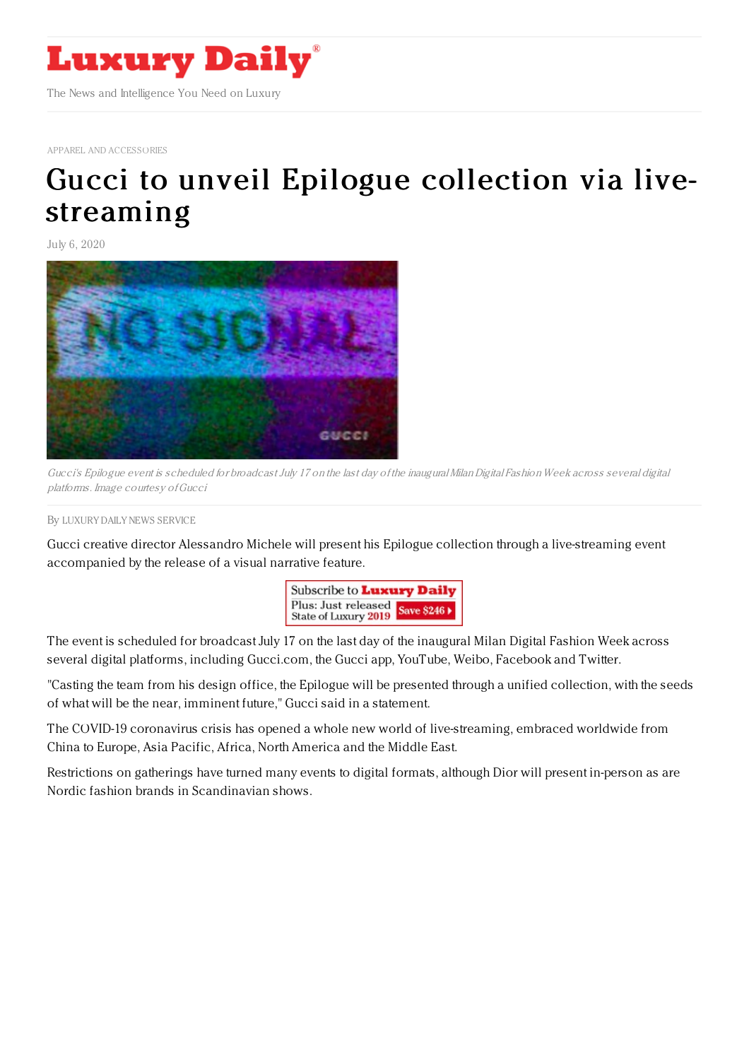# Luxury Daily

The News and Intelligence You Need on Luxury

APPAREL AND ACCESSORIES

# Gucci to unveil Epilogue collection via live-streaming

July 6, 2020

*Gucci's Epilogue event is scheduled for broadcast July 17 on the last day of the inaugural Milan Digital Fashion Week across several digital platforms. Image courtesy of Gucci*

By LUXURY DAILY NEWS SERVICE

Gucci creative director Alessandro Michele will present his Epilogue collection through a live-streaming event accompanied by the release of a visual narrative feature.

The event is scheduled for broadcast July 17 on the last day of the inaugural Milan Digital Fashion Week across several digital platforms, including Gucci.com, the Gucci app, YouTube, Weibo, Facebook and Twitter.

"Casting the team from his design office, the Epilogue will be presented through a unified collection, with the seeds of what will be the near, imminent future," Gucci said in a statement.

The COVID-19 coronavirus crisis has opened a whole new world of live-streaming, embraced worldwide from China to Europe, Asia Pacific, Africa, North America and the Middle East.

Restrictions on gatherings have turned many events to digital formats, although Dior will present in-person as are Nordic fashion brands in Scandinavian shows.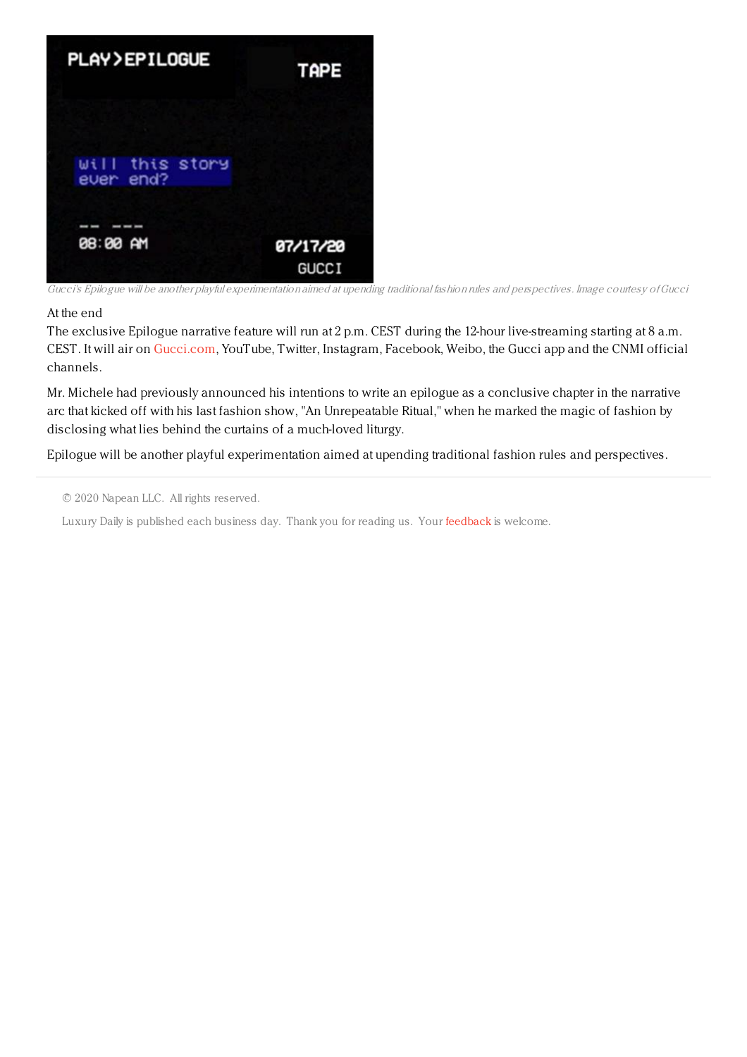Gucci's Epilogue will be another playful experimentation aimed at upending traditional fashion rules and perspectives. Image courtesy of Gucci

At the end

The exclusive Epilogue narrative feature will run at 2 p.m. CEST during the 12-hour live-streaming starting at 8 a.m. CEST. It will air on Gucci.com, YouTube, Twitter, Instagram, Facebook, Weibo, the Gucci app and the CNMI official channels.

Mr. Michele had previously announced his intentions to write an epilogue as a conclusive chapter in the narrative arc that kicked off with his last fashion show, "An Unrepeatable Ritual," when he marked the magic of fashion by disclosing what lies behind the curtains of a much-loved liturgy.

Epilogue will be another playful experimentation aimed at upending traditional fashion rules and perspectives.

© 2020 Napean LLC. All rights reserved.

Luxury Daily is published each business day. Thank you for reading us. Your feedback is welcome.